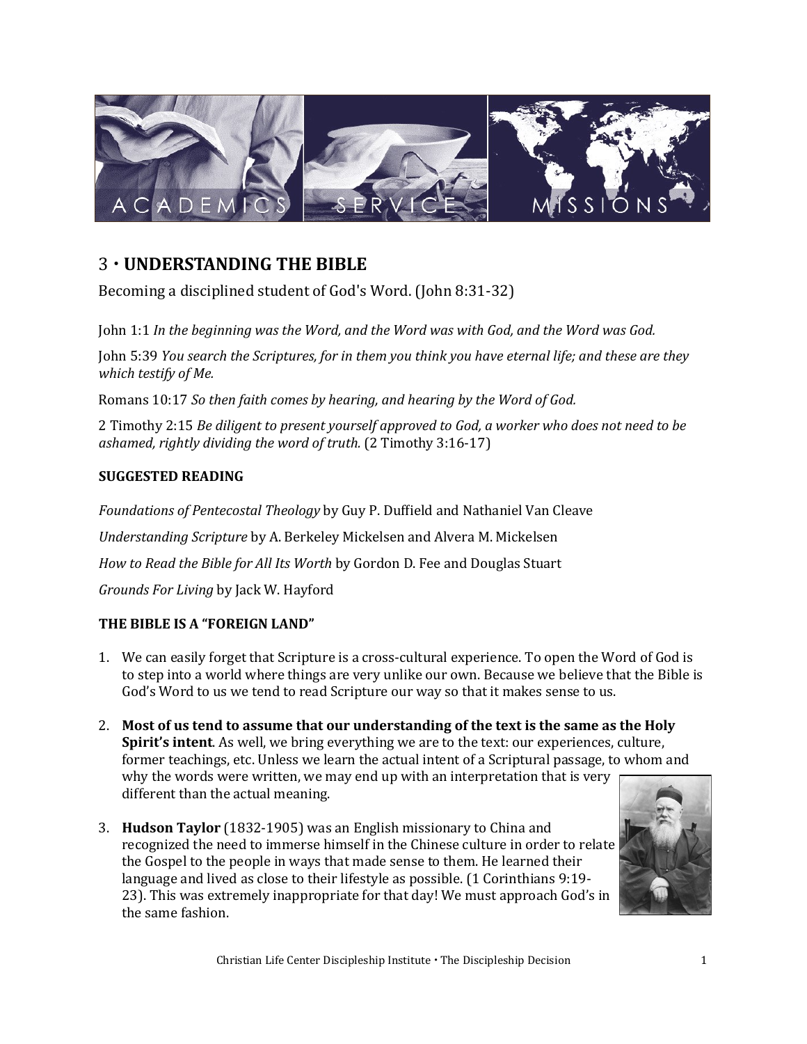## 3 • UNDERSTANDING THE BIBLE

Becoming a disciplined student of God's Word. (John 8:31-32)

John 1:1 *In the beginning was the Word, and the Word was with God, and the Word was God.*

John 5:39 *You search the Scriptures, for in them you think you have eternal life; and these are they which testify of Me.*

Romans 10:17 *So then faith comes by hearing, and hearing by the Word of God.*

2 Timothy 2:15 *Be diligent to present yourself approved to God, a worker who does not need to be ashamed, rightly dividing the word of truth.* (2 Timothy 3:16-17)

### SUGGESTED READING

*Foundations of Pentecostal Theology* by Guy P. Duffield and Nathaniel Van Cleave

*Understanding Scripture* by A. Berkeley Mickelsen and Alvera M. Mickelsen

*How to Read the Bible for All Its Worth* by Gordon D. Fee and Douglas Stuart

*Grounds For Living* by Jack W. Hayford

### THE BIBLE IS A "FOREIGN LAND"

1. We can easily forget that Scripture is a cross-cultural experience. To open the Word of God is to step into a world where things are very unlike our own. Because we believe that the Bible is God's Word to us we tend to read Scripture our way so that it makes sense to us.

2. **Most of us tend to assume that our understanding of the text is the same as the Holy Spirit's intent**. As well, we bring everything we are to the text: our experiences, culture, former teachings, etc. Unless we learn the actual intent of a Scriptural passage, to whom and why the words were written, we may end up with an interpretation that is very different than the actual meaning.

3. **Hudson Taylor** (1832-1905) was an English missionary to China and recognized the need to immerse himself in the Chinese culture in order to relate the Gospel to the people in ways that made sense to them. He learned their language and lived as close to their lifestyle as possible. (1 Corinthians 9:19-23). This was extremely inappropriate for that day! We must approach God's in the same fashion.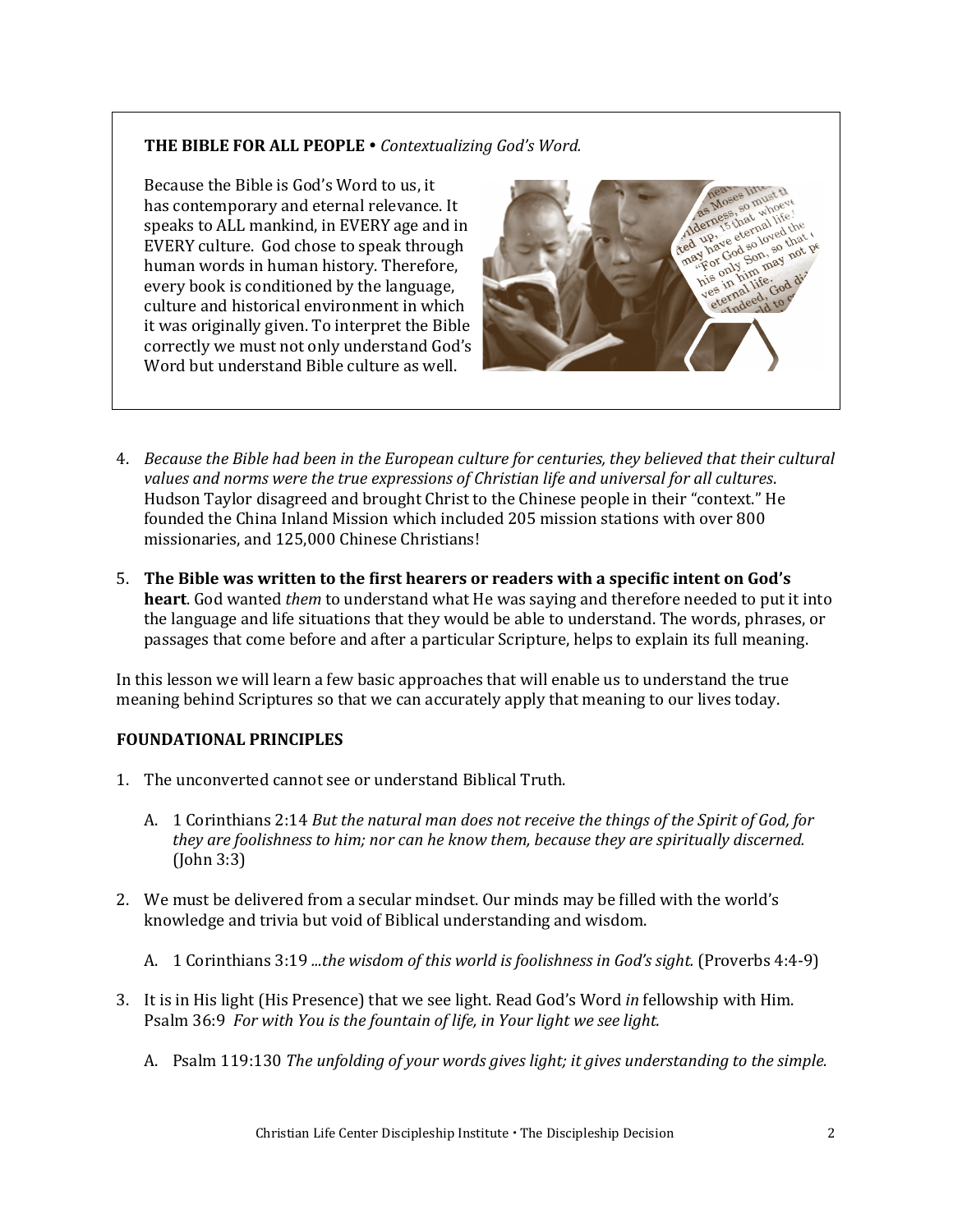**THE BIBLE FOR ALL PEOPLE** • *Contextualizing God's Word.*

Because the Bible is God's Word to us, it has contemporary and eternal relevance. It speaks to ALL mankind, in EVERY age and in EVERY culture. God chose to speak through human words in human history. Therefore, every book is conditioned by the language, culture and historical environment in which it was originally given. To interpret the Bible correctly we must not only understand God's Word but understand Bible culture as well.

4. *Because the Bible had been in the European culture for centuries, they believed that their cultural values and norms were the true expressions of Christian life and universal for all cultures*. Hudson Taylor disagreed and brought Christ to the Chinese people in their "context." He founded the China Inland Mission which included 205 mission stations with over 800 missionaries, and 125,000 Chinese Christians!

5. **The Bible was written to the first hearers or readers with a specific intent on God's heart**. God wanted *them* to understand what He was saying and therefore needed to put it into the language and life situations that they would be able to understand. The words, phrases, or passages that come before and after a particular Scripture, helps to explain its full meaning.

In this lesson we will learn a few basic approaches that will enable us to understand the true meaning behind Scriptures so that we can accurately apply that meaning to our lives today.

**FOUNDATIONAL PRINCIPLES**

1. The unconverted cannot see or understand Biblical Truth.

   A. 1 Corinthians 2:14 *But the natural man does not receive the things of the Spirit of God, for they are foolishness to him; nor can he know them, because they are spiritually discerned.* (John 3:3)

2. We must be delivered from a secular mindset. Our minds may be filled with the world's knowledge and trivia but void of Biblical understanding and wisdom.

   A. 1 Corinthians 3:19 *...the wisdom of this world is foolishness in God's sight.* (Proverbs 4:4-9)

3. It is in His light (His Presence) that we see light. Read God's Word *in* fellowship with Him. Psalm 36:9 *For with You is the fountain of life, in Your light we see light.*

   A. Psalm 119:130 *The unfolding of your words gives light; it gives understanding to the simple.*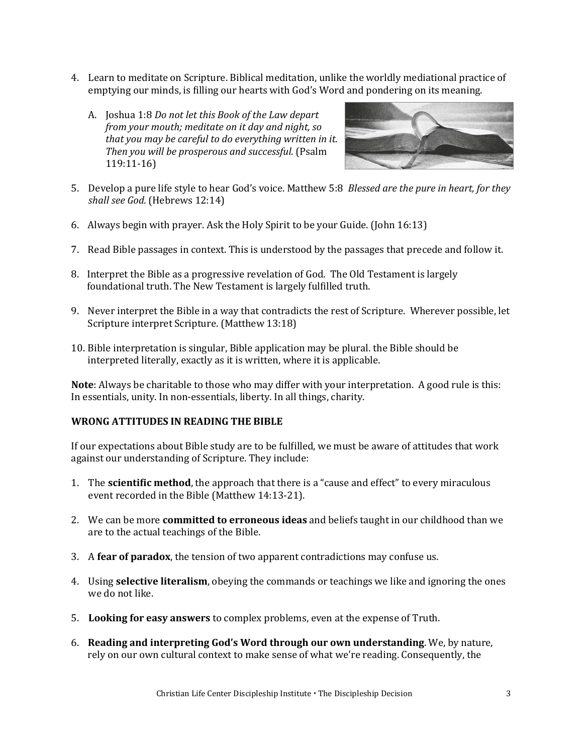4. Learn to meditate on Scripture. Biblical meditation, unlike the worldly mediational practice of emptying our minds, is filling our hearts with God's Word and pondering on its meaning.

   A. Joshua 1:8 *Do not let this Book of the Law depart from your mouth; meditate on it day and night, so that you may be careful to do everything written in it. Then you will be prosperous and successful.* (Psalm 119:11-16)

5. Develop a pure life style to hear God's voice. Matthew 5:8 *Blessed are the pure in heart, for they shall see God.* (Hebrews 12:14)

6. Always begin with prayer. Ask the Holy Spirit to be your Guide. (John 16:13)

7. Read Bible passages in context. This is understood by the passages that precede and follow it.

8. Interpret the Bible as a progressive revelation of God. The Old Testament is largely foundational truth. The New Testament is largely fulfilled truth.

9. Never interpret the Bible in a way that contradicts the rest of Scripture. Wherever possible, let Scripture interpret Scripture. (Matthew 13:18)

10. Bible interpretation is singular, Bible application may be plural. the Bible should be interpreted literally, exactly as it is written, where it is applicable.

**Note**: Always be charitable to those who may differ with your interpretation. A good rule is this: In essentials, unity. In non-essentials, liberty. In all things, charity.

**WRONG ATTITUDES IN READING THE BIBLE**

If our expectations about Bible study are to be fulfilled, we must be aware of attitudes that work against our understanding of Scripture. They include:

1. The **scientific method**, the approach that there is a "cause and effect" to every miraculous event recorded in the Bible (Matthew 14:13-21).

2. We can be more **committed to erroneous ideas** and beliefs taught in our childhood than we are to the actual teachings of the Bible.

3. A **fear of paradox**, the tension of two apparent contradictions may confuse us.

4. Using **selective literalism**, obeying the commands or teachings we like and ignoring the ones we do not like.

5. **Looking for easy answers** to complex problems, even at the expense of Truth.

6. **Reading and interpreting God's Word through our own understanding**. We, by nature, rely on our own cultural context to make sense of what we're reading. Consequently, the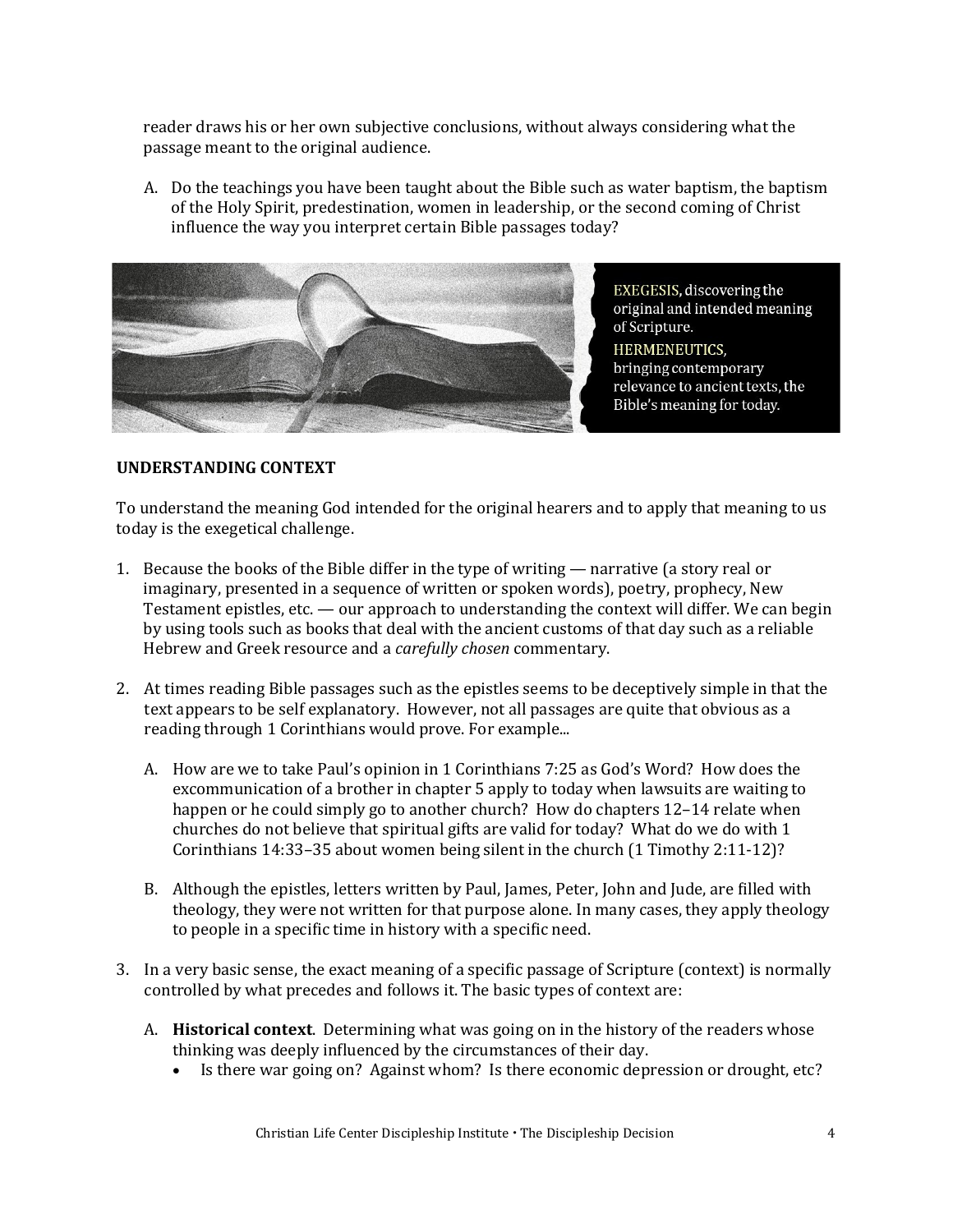reader draws his or her own subjective conclusions, without always considering what the passage meant to the original audience.

A. Do the teachings you have been taught about the Bible such as water baptism, the baptism of the Holy Spirit, predestination, women in leadership, or the second coming of Christ influence the way you interpret certain Bible passages today?

EXEGESIS, discovering the original and intended meaning of Scripture.

HERMENEUTICS, bringing contemporary relevance to ancient texts, the Bible's meaning for today.

**UNDERSTANDING CONTEXT**

To understand the meaning God intended for the original hearers and to apply that meaning to us today is the exegetical challenge.

1. Because the books of the Bible differ in the type of writing — narrative (a story real or imaginary, presented in a sequence of written or spoken words), poetry, prophecy, New Testament epistles, etc. — our approach to understanding the context will differ. We can begin by using tools such as books that deal with the ancient customs of that day such as a reliable Hebrew and Greek resource and a *carefully chosen* commentary.

2. At times reading Bible passages such as the epistles seems to be deceptively simple in that the text appears to be self explanatory. However, not all passages are quite that obvious as a reading through 1 Corinthians would prove. For example...

   A. How are we to take Paul's opinion in 1 Corinthians 7:25 as God's Word? How does the excommunication of a brother in chapter 5 apply to today when lawsuits are waiting to happen or he could simply go to another church? How do chapters 12–14 relate when churches do not believe that spiritual gifts are valid for today? What do we do with 1 Corinthians 14:33–35 about women being silent in the church (1 Timothy 2:11-12)?

   B. Although the epistles, letters written by Paul, James, Peter, John and Jude, are filled with theology, they were not written for that purpose alone. In many cases, they apply theology to people in a specific time in history with a specific need.

3. In a very basic sense, the exact meaning of a specific passage of Scripture (context) is normally controlled by what precedes and follows it. The basic types of context are:

   A. **Historical context**. Determining what was going on in the history of the readers whose thinking was deeply influenced by the circumstances of their day.
      - Is there war going on? Against whom? Is there economic depression or drought, etc?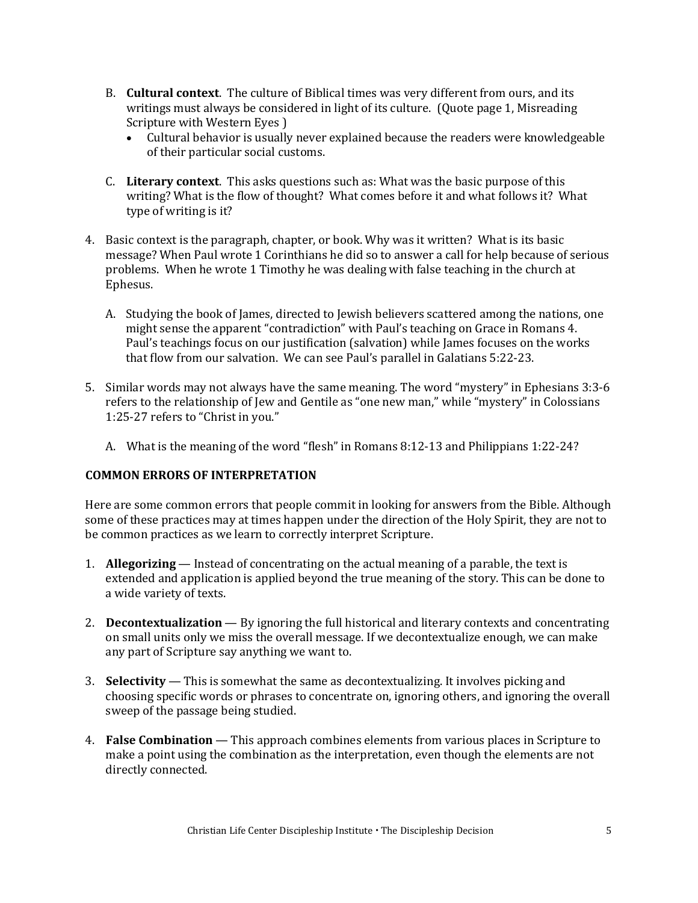B. **Cultural context**. The culture of Biblical times was very different from ours, and its writings must always be considered in light of its culture. (Quote page 1, Misreading Scripture with Western Eyes )
   - Cultural behavior is usually never explained because the readers were knowledgeable of their particular social customs.

C. **Literary context**. This asks questions such as: What was the basic purpose of this writing? What is the flow of thought? What comes before it and what follows it? What type of writing is it?

4. Basic context is the paragraph, chapter, or book. Why was it written? What is its basic message? When Paul wrote 1 Corinthians he did so to answer a call for help because of serious problems. When he wrote 1 Timothy he was dealing with false teaching in the church at Ephesus.

   A. Studying the book of James, directed to Jewish believers scattered among the nations, one might sense the apparent "contradiction" with Paul's teaching on Grace in Romans 4. Paul's teachings focus on our justification (salvation) while James focuses on the works that flow from our salvation. We can see Paul's parallel in Galatians 5:22-23.

5. Similar words may not always have the same meaning. The word "mystery" in Ephesians 3:3-6 refers to the relationship of Jew and Gentile as "one new man," while "mystery" in Colossians 1:25-27 refers to "Christ in you."

   A. What is the meaning of the word "flesh" in Romans 8:12-13 and Philippians 1:22-24?

**COMMON ERRORS OF INTERPRETATION**

Here are some common errors that people commit in looking for answers from the Bible. Although some of these practices may at times happen under the direction of the Holy Spirit, they are not to be common practices as we learn to correctly interpret Scripture.

1. **Allegorizing** — Instead of concentrating on the actual meaning of a parable, the text is extended and application is applied beyond the true meaning of the story. This can be done to a wide variety of texts.

2. **Decontextualization** — By ignoring the full historical and literary contexts and concentrating on small units only we miss the overall message. If we decontextualize enough, we can make any part of Scripture say anything we want to.

3. **Selectivity** — This is somewhat the same as decontextualizing. It involves picking and choosing specific words or phrases to concentrate on, ignoring others, and ignoring the overall sweep of the passage being studied.

4. **False Combination** — This approach combines elements from various places in Scripture to make a point using the combination as the interpretation, even though the elements are not directly connected.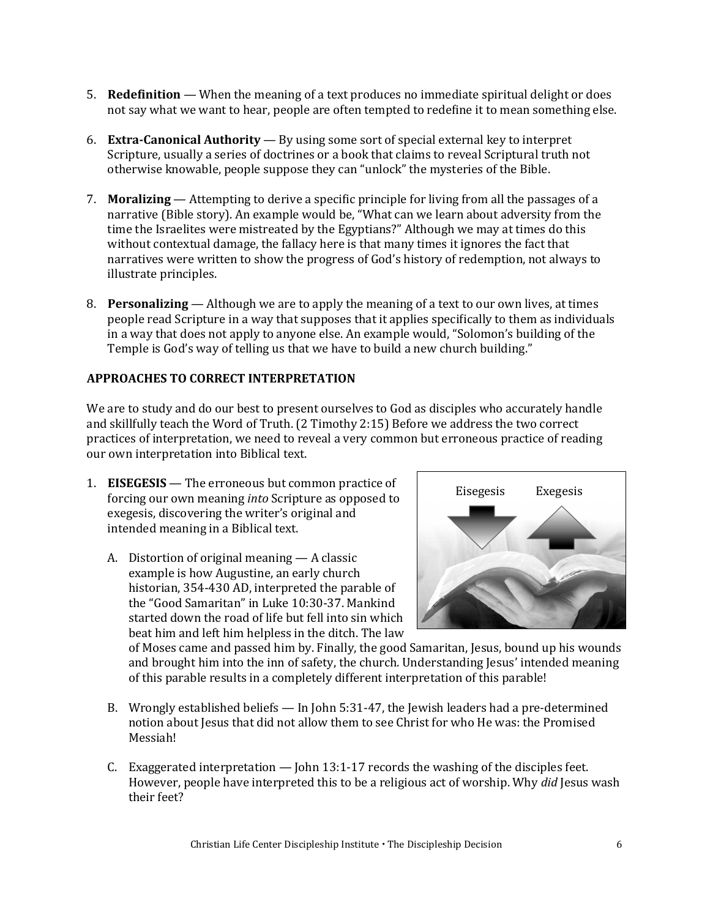5. **Redefinition** — When the meaning of a text produces no immediate spiritual delight or does not say what we want to hear, people are often tempted to redefine it to mean something else.

6. **Extra-Canonical Authority** — By using some sort of special external key to interpret Scripture, usually a series of doctrines or a book that claims to reveal Scriptural truth not otherwise knowable, people suppose they can "unlock" the mysteries of the Bible.

7. **Moralizing** — Attempting to derive a specific principle for living from all the passages of a narrative (Bible story). An example would be, "What can we learn about adversity from the time the Israelites were mistreated by the Egyptians?" Although we may at times do this without contextual damage, the fallacy here is that many times it ignores the fact that narratives were written to show the progress of God's history of redemption, not always to illustrate principles.

8. **Personalizing** — Although we are to apply the meaning of a text to our own lives, at times people read Scripture in a way that supposes that it applies specifically to them as individuals in a way that does not apply to anyone else. An example would, "Solomon's building of the Temple is God's way of telling us that we have to build a new church building."

## APPROACHES TO CORRECT INTERPRETATION

We are to study and do our best to present ourselves to God as disciples who accurately handle and skillfully teach the Word of Truth. (2 Timothy 2:15) Before we address the two correct practices of interpretation, we need to reveal a very common but erroneous practice of reading our own interpretation into Biblical text.

1. **EISEGESIS** — The erroneous but common practice of forcing our own meaning *into* Scripture as opposed to exegesis, discovering the writer's original and intended meaning in a Biblical text.

   A. Distortion of original meaning — A classic example is how Augustine, an early church historian, 354-430 AD, interpreted the parable of the "Good Samaritan" in Luke 10:30-37. Mankind started down the road of life but fell into sin which beat him and left him helpless in the ditch. The law of Moses came and passed him by. Finally, the good Samaritan, Jesus, bound up his wounds and brought him into the inn of safety, the church. Understanding Jesus' intended meaning of this parable results in a completely different interpretation of this parable!

   B. Wrongly established beliefs — In John 5:31-47, the Jewish leaders had a pre-determined notion about Jesus that did not allow them to see Christ for who He was: the Promised Messiah!

   C. Exaggerated interpretation — John 13:1-17 records the washing of the disciples feet. However, people have interpreted this to be a religious act of worship. Why *did* Jesus wash their feet?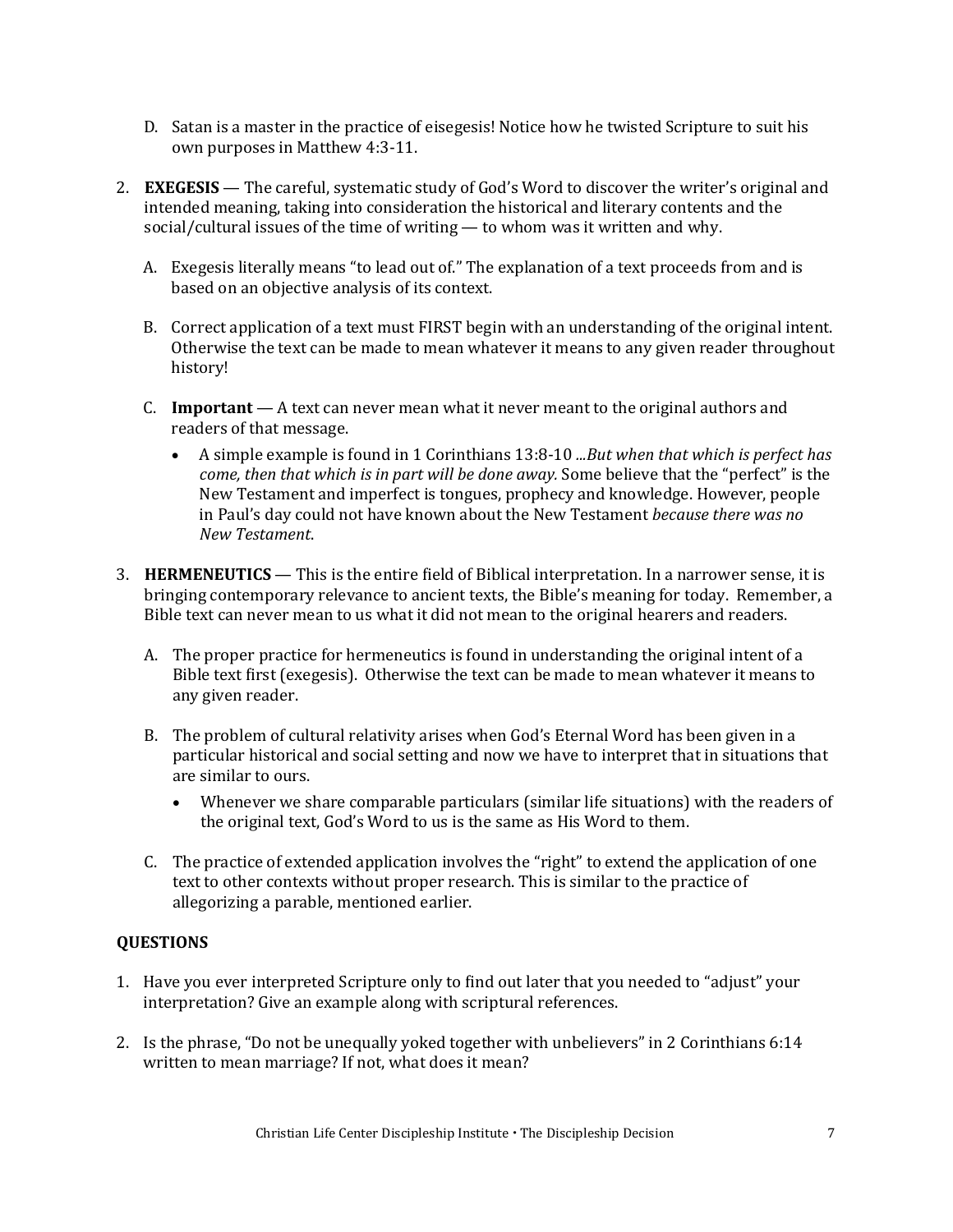D. Satan is a master in the practice of eisegesis! Notice how he twisted Scripture to suit his own purposes in Matthew 4:3-11.

2. **EXEGESIS** — The careful, systematic study of God's Word to discover the writer's original and intended meaning, taking into consideration the historical and literary contents and the social/cultural issues of the time of writing — to whom was it written and why.

   A. Exegesis literally means "to lead out of." The explanation of a text proceeds from and is based on an objective analysis of its context.

   B. Correct application of a text must FIRST begin with an understanding of the original intent. Otherwise the text can be made to mean whatever it means to any given reader throughout history!

   C. **Important** — A text can never mean what it never meant to the original authors and readers of that message.

   - A simple example is found in 1 Corinthians 13:8-10 *...But when that which is perfect has come, then that which is in part will be done away.* Some believe that the "perfect" is the New Testament and imperfect is tongues, prophecy and knowledge. However, people in Paul's day could not have known about the New Testament *because there was no New Testament*.

3. **HERMENEUTICS** — This is the entire field of Biblical interpretation. In a narrower sense, it is bringing contemporary relevance to ancient texts, the Bible's meaning for today. Remember, a Bible text can never mean to us what it did not mean to the original hearers and readers.

   A. The proper practice for hermeneutics is found in understanding the original intent of a Bible text first (exegesis). Otherwise the text can be made to mean whatever it means to any given reader.

   B. The problem of cultural relativity arises when God's Eternal Word has been given in a particular historical and social setting and now we have to interpret that in situations that are similar to ours.

   - Whenever we share comparable particulars (similar life situations) with the readers of the original text, God's Word to us is the same as His Word to them.

   C. The practice of extended application involves the "right" to extend the application of one text to other contexts without proper research. This is similar to the practice of allegorizing a parable, mentioned earlier.

**QUESTIONS**

1. Have you ever interpreted Scripture only to find out later that you needed to "adjust" your interpretation? Give an example along with scriptural references.

2. Is the phrase, "Do not be unequally yoked together with unbelievers" in 2 Corinthians 6:14 written to mean marriage? If not, what does it mean?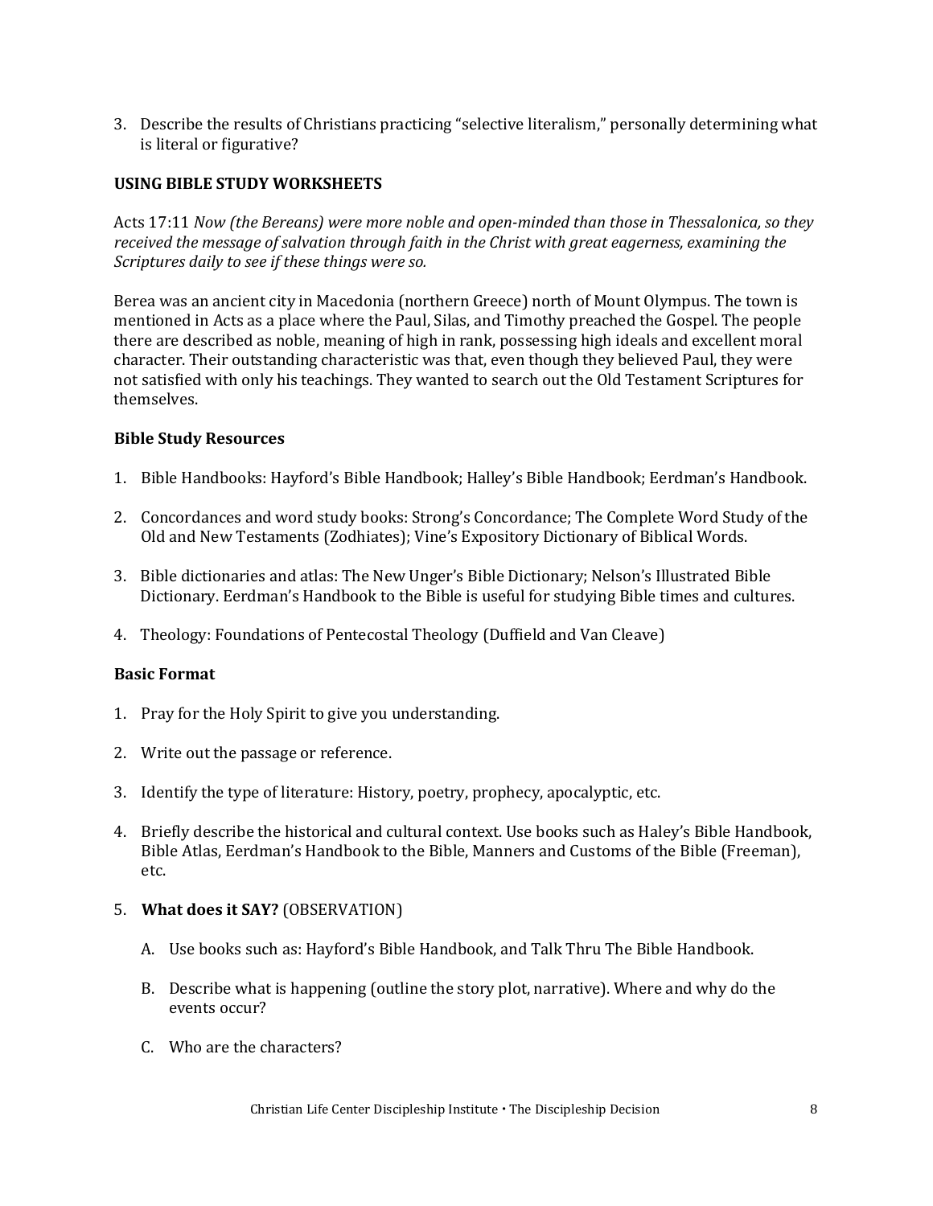3. Describe the results of Christians practicing "selective literalism," personally determining what is literal or figurative?

## USING BIBLE STUDY WORKSHEETS

Acts 17:11 *Now (the Bereans) were more noble and open-minded than those in Thessalonica, so they received the message of salvation through faith in the Christ with great eagerness, examining the Scriptures daily to see if these things were so.*

Berea was an ancient city in Macedonia (northern Greece) north of Mount Olympus. The town is mentioned in Acts as a place where the Paul, Silas, and Timothy preached the Gospel. The people there are described as noble, meaning of high in rank, possessing high ideals and excellent moral character. Their outstanding characteristic was that, even though they believed Paul, they were not satisfied with only his teachings. They wanted to search out the Old Testament Scriptures for themselves.

### Bible Study Resources

1. Bible Handbooks: Hayford's Bible Handbook; Halley's Bible Handbook; Eerdman's Handbook.

2. Concordances and word study books: Strong's Concordance; The Complete Word Study of the Old and New Testaments (Zodhiates); Vine's Expository Dictionary of Biblical Words.

3. Bible dictionaries and atlas: The New Unger's Bible Dictionary; Nelson's Illustrated Bible Dictionary. Eerdman's Handbook to the Bible is useful for studying Bible times and cultures.

4. Theology: Foundations of Pentecostal Theology (Duffield and Van Cleave)

### Basic Format

1. Pray for the Holy Spirit to give you understanding.

2. Write out the passage or reference.

3. Identify the type of literature: History, poetry, prophecy, apocalyptic, etc.

4. Briefly describe the historical and cultural context. Use books such as Haley's Bible Handbook, Bible Atlas, Eerdman's Handbook to the Bible, Manners and Customs of the Bible (Freeman), etc.

5. **What does it SAY?** (OBSERVATION)

   A. Use books such as: Hayford's Bible Handbook, and Talk Thru The Bible Handbook.

   B. Describe what is happening (outline the story plot, narrative). Where and why do the events occur?

   C. Who are the characters?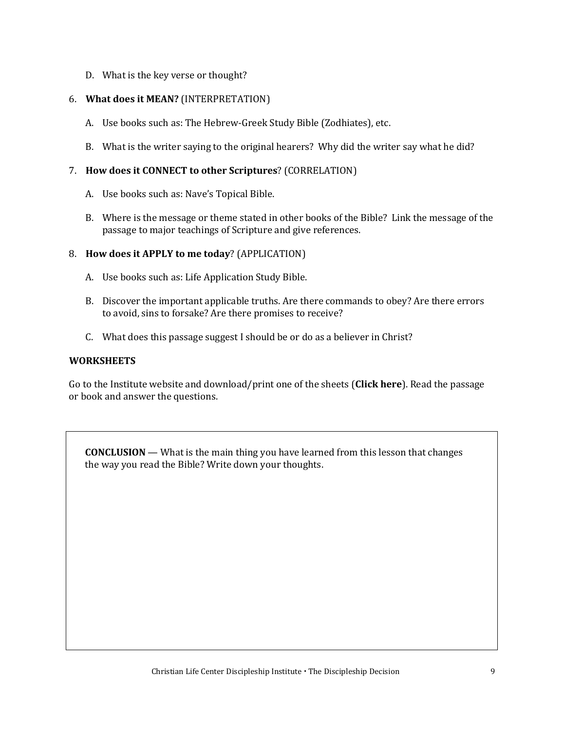D. What is the key verse or thought?

6. **What does it MEAN?** (INTERPRETATION)

    A. Use books such as: The Hebrew-Greek Study Bible (Zodhiates), etc.

    B. What is the writer saying to the original hearers? Why did the writer say what he did?

7. **How does it CONNECT to other Scriptures**? (CORRELATION)

    A. Use books such as: Nave's Topical Bible.

    B. Where is the message or theme stated in other books of the Bible? Link the message of the passage to major teachings of Scripture and give references.

8. **How does it APPLY to me today**? (APPLICATION)

    A. Use books such as: Life Application Study Bible.

    B. Discover the important applicable truths. Are there commands to obey? Are there errors to avoid, sins to forsake? Are there promises to receive?

    C. What does this passage suggest I should be or do as a believer in Christ?

**WORKSHEETS**

Go to the Institute website and download/print one of the sheets (**Click here**). Read the passage or book and answer the questions.

**CONCLUSION** — What is the main thing you have learned from this lesson that changes the way you read the Bible? Write down your thoughts.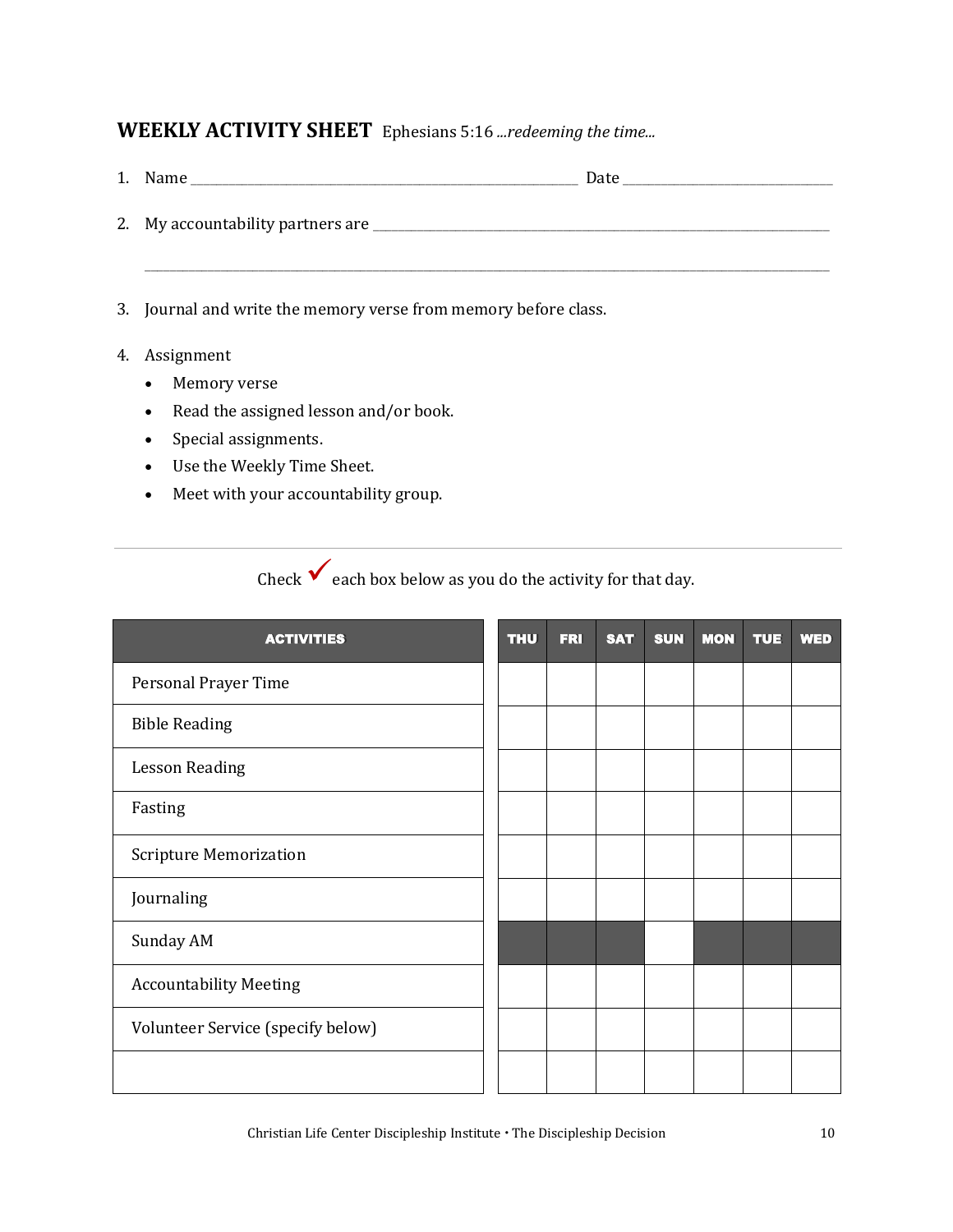## WEEKLY ACTIVITY SHEET Ephesians 5:16 *...redeeming the time...*

1. Name ________________________________________ Date ______________________

2. My accountability partners are ______________________________________________

   ______________________________________________________________________________

3. Journal and write the memory verse from memory before class.

4. Assignment
   - Memory verse
   - Read the assigned lesson and/or book.
   - Special assignments.
   - Use the Weekly Time Sheet.
   - Meet with your accountability group.

---

Check ✓ each box below as you do the activity for that day.

| ACTIVITIES | THU | FRI | SAT | SUN | MON | TUE | WED |
|---|---|---|---|---|---|---|---|
| Personal Prayer Time | | | | | | | |
| Bible Reading | | | | | | | |
| Lesson Reading | | | | | | | |
| Fasting | | | | | | | |
| Scripture Memorization | | | | | | | |
| Journaling | | | | | | | |
| Sunday AM | | | | | | | |
| Accountability Meeting | | | | | | | |
| Volunteer Service (specify below) | | | | | | | |
| | | | | | | | |

Christian Life Center Discipleship Institute • The Discipleship Decision